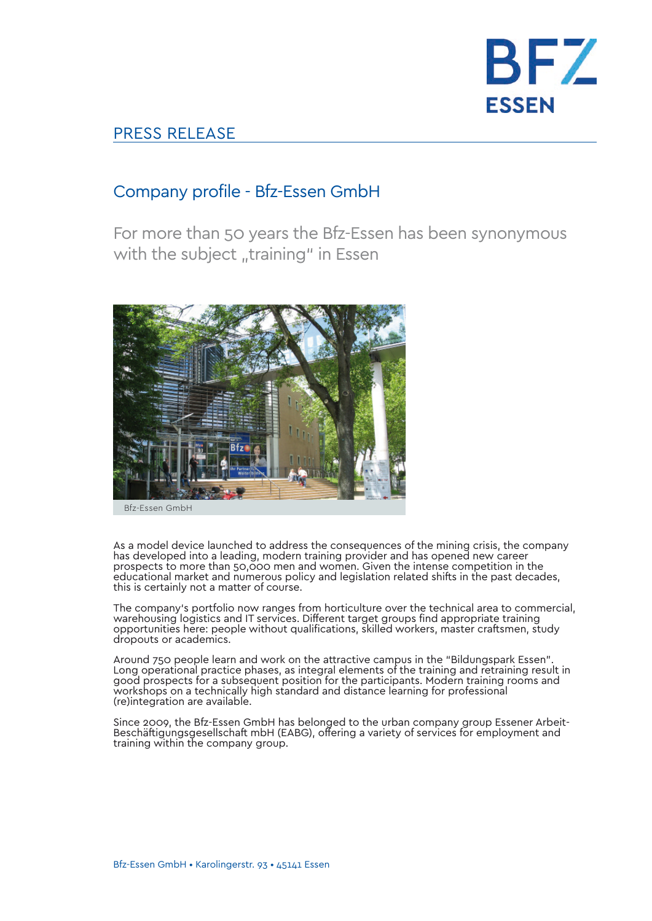BFZ ESSEN

PRESS RELEASE

# Company profile - Bfz-Essen GmbH

## For more than 50 years the Bfz-Essen has been synonymous with the subject „training" in Essen

Bfz-Essen GmbH

As a model device launched to address the consequences of the mining crisis, the company has developed into a leading, modern training provider and has opened new career prospects to more than 50,000 men and women. Given the intense competition in the educational market and numerous policy and legislation related shifts in the past decades, this is certainly not a matter of course.

The company's portfolio now ranges from horticulture over the technical area to commercial, warehousing logistics and IT services. Different target groups find appropriate training opportunities here: people without qualifications, skilled workers, master craftsmen, study dropouts or academics.

Around 750 people learn and work on the attractive campus in the "Bildungspark Essen". Long operational practice phases, as integral elements of the training and retraining result in good prospects for a subsequent position for the participants. Modern training rooms and workshops on a technically high standard and distance learning for professional (re)integration are available.

Since 2009, the Bfz-Essen GmbH has belonged to the urban company group Essener Arbeit-Beschäftigungsgesellschaft mbH (EABG), offering a variety of services for employment and training within the company group.

Bfz-Essen GmbH • Karolingerstr. 93 • 45141 Essen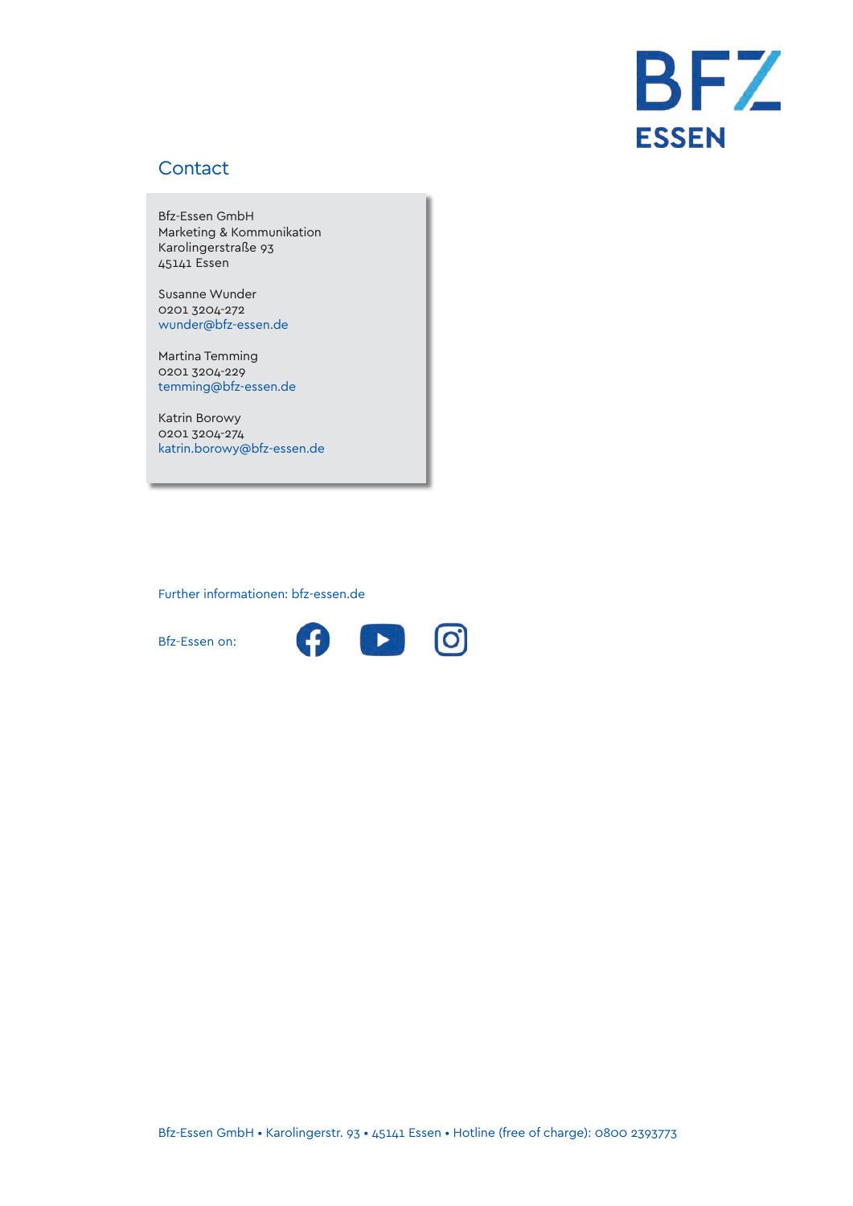## Contact

Bfz-Essen GmbH
Marketing & Kommunikation
Karolingerstraße 93
45141 Essen

Susanne Wunder
0201 3204-272
wunder@bfz-essen.de

Martina Temming
0201 3204-229
temming@bfz-essen.de

Katrin Borowy
0201 3204-274
katrin.borowy@bfz-essen.de

Further informationen: bfz-essen.de

Bfz-Essen on:

Bfz-Essen GmbH • Karolingerstr. 93 • 45141 Essen • Hotline (free of charge): 0800 2393773